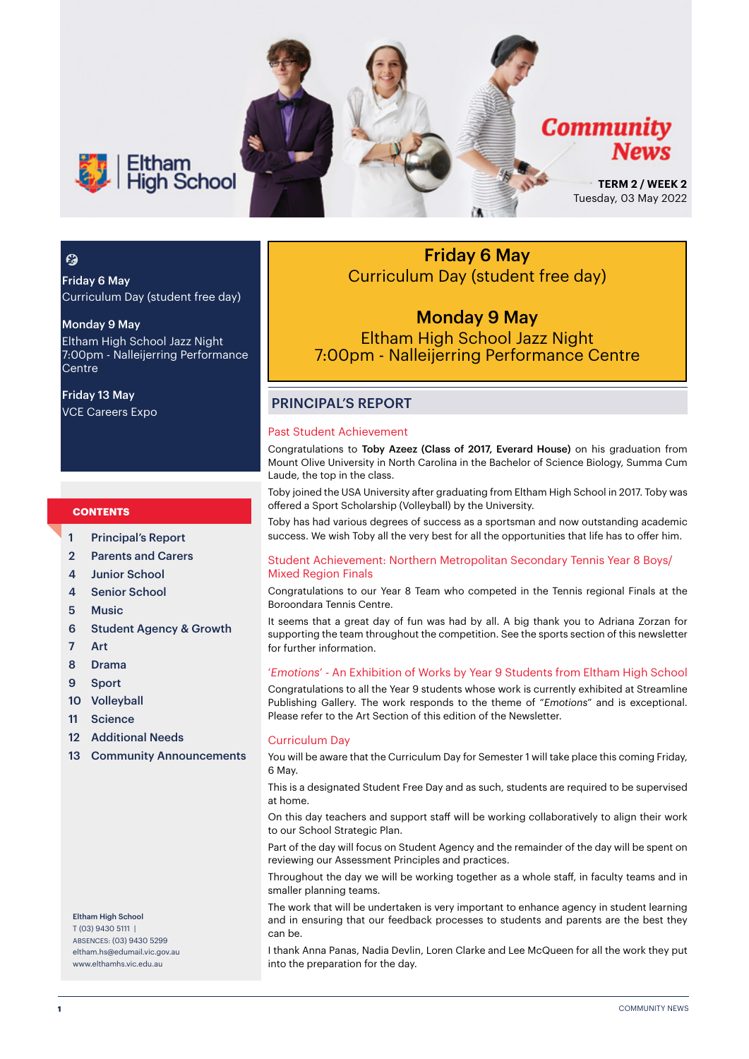# Eltham High School

## Community News

**TERM 2 / WEEK 2**
Tuesday, 03 May 2022

**Friday 6 May**
Curriculum Day (student free day)

**Monday 9 May**
Eltham High School Jazz Night
7:00pm - Nalleijerring Performance Centre

**Friday 13 May**
VCE Careers Expo

### CONTENTS

| | |
|---|---|
| 1 | Principal's Report |
| 2 | Parents and Carers |
| 4 | Junior School |
| 4 | Senior School |
| 5 | Music |
| 6 | Student Agency & Growth |
| 7 | Art |
| 8 | Drama |
| 9 | Sport |
| 10 | Volleyball |
| 11 | Science |
| 12 | Additional Needs |
| 13 | Community Announcements |

**Eltham High School**
T (03) 9430 5111 |
ABSENCES: (03) 9430 5299
eltham.hs@edumail.vic.gov.au
www.elthamhs.vic.edu.au

**Friday 6 May**
Curriculum Day (student free day)

**Monday 9 May**
Eltham High School Jazz Night
7:00pm - Nalleijerring Performance Centre

## PRINCIPAL'S REPORT

### Past Student Achievement

Congratulations to **Toby Azeez (Class of 2017, Everard House)** on his graduation from Mount Olive University in North Carolina in the Bachelor of Science Biology, Summa Cum Laude, the top in the class.

Toby joined the USA University after graduating from Eltham High School in 2017. Toby was offered a Sport Scholarship (Volleyball) by the University.

Toby has had various degrees of success as a sportsman and now outstanding academic success. We wish Toby all the very best for all the opportunities that life has to offer him.

### Student Achievement: Northern Metropolitan Secondary Tennis Year 8 Boys/ Mixed Region Finals

Congratulations to our Year 8 Team who competed in the Tennis regional Finals at the Boroondara Tennis Centre.

It seems that a great day of fun was had by all. A big thank you to Adriana Zorzan for supporting the team throughout the competition. See the sports section of this newsletter for further information.

### '*Emotions*' - An Exhibition of Works by Year 9 Students from Eltham High School

Congratulations to all the Year 9 students whose work is currently exhibited at Streamline Publishing Gallery. The work responds to the theme of "*Emotions*" and is exceptional. Please refer to the Art Section of this edition of the Newsletter.

### Curriculum Day

You will be aware that the Curriculum Day for Semester 1 will take place this coming Friday, 6 May.

This is a designated Student Free Day and as such, students are required to be supervised at home.

On this day teachers and support staff will be working collaboratively to align their work to our School Strategic Plan.

Part of the day will focus on Student Agency and the remainder of the day will be spent on reviewing our Assessment Principles and practices.

Throughout the day we will be working together as a whole staff, in faculty teams and in smaller planning teams.

The work that will be undertaken is very important to enhance agency in student learning and in ensuring that our feedback processes to students and parents are the best they can be.

I thank Anna Panas, Nadia Devlin, Loren Clarke and Lee McQueen for all the work they put into the preparation for the day.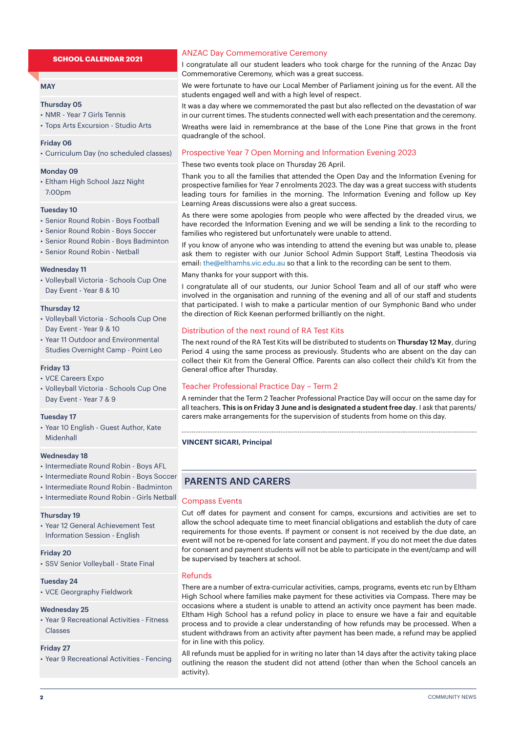## SCHOOL CALENDAR 2021

### MAY

**Thursday 05**
- NMR - Year 7 Girls Tennis
- Tops Arts Excursion - Studio Arts

**Friday 06**
- Curriculum Day (no scheduled classes)

**Monday 09**
- Eltham High School Jazz Night 7:00pm

**Tuesday 10**
- Senior Round Robin - Boys Football
- Senior Round Robin - Boys Soccer
- Senior Round Robin - Boys Badminton
- Senior Round Robin - Netball

**Wednesday 11**
- Volleyball Victoria - Schools Cup One Day Event - Year 8 & 10

**Thursday 12**
- Volleyball Victoria - Schools Cup One Day Event - Year 9 & 10
- Year 11 Outdoor and Environmental Studies Overnight Camp - Point Leo

**Friday 13**
- VCE Careers Expo
- Volleyball Victoria - Schools Cup One Day Event - Year 7 & 9

**Tuesday 17**
- Year 10 English - Guest Author, Kate Midenhall

**Wednesday 18**
- Intermediate Round Robin - Boys AFL
- Intermediate Round Robin - Boys Soccer
- Intermediate Round Robin - Badminton
- Intermediate Round Robin - Girls Netball

**Thursday 19**
- Year 12 General Achievement Test Information Session - English

**Friday 20**
- SSV Senior Volleyball - State Final

**Tuesday 24**
- VCE Georgraphy Fieldwork

**Wednesday 25**
- Year 9 Recreational Activities - Fitness Classes

**Friday 27**
- Year 9 Recreational Activities - Fencing

### ANZAC Day Commemorative Ceremony

I congratulate all our student leaders who took charge for the running of the Anzac Day Commemorative Ceremony, which was a great success.

We were fortunate to have our Local Member of Parliament joining us for the event. All the students engaged well and with a high level of respect.

It was a day where we commemorated the past but also reflected on the devastation of war in our current times. The students connected well with each presentation and the ceremony.

Wreaths were laid in remembrance at the base of the Lone Pine that grows in the front quadrangle of the school.

### Prospective Year 7 Open Morning and Information Evening 2023

These two events took place on Thursday 26 April.

Thank you to all the families that attended the Open Day and the Information Evening for prospective families for Year 7 enrolments 2023. The day was a great success with students leading tours for families in the morning. The Information Evening and follow up Key Learning Areas discussions were also a great success.

As there were some apologies from people who were affected by the dreaded virus, we have recorded the Information Evening and we will be sending a link to the recording to families who registered but unfortunately were unable to attend.

If you know of anyone who was intending to attend the evening but was unable to, please ask them to register with our Junior School Admin Support Staff, Lestina Theodosis via email: the@elthamhs.vic.edu.au so that a link to the recording can be sent to them.

Many thanks for your support with this.

I congratulate all of our students, our Junior School Team and all of our staff who were involved in the organisation and running of the evening and all of our staff and students that participated. I wish to make a particular mention of our Symphonic Band who under the direction of Rick Keenan performed brilliantly on the night.

### Distribution of the next round of RA Test Kits

The next round of the RA Test Kits will be distributed to students on **Thursday 12 May**, during Period 4 using the same process as previously. Students who are absent on the day can collect their Kit from the General Office. Parents can also collect their child's Kit from the General office after Thursday.

### Teacher Professional Practice Day – Term 2

A reminder that the Term 2 Teacher Professional Practice Day will occur on the same day for all teachers. **This is on Friday 3 June and is designated a student free day**. I ask that parents/carers make arrangements for the supervision of students from home on this day.

**VINCENT SICARI, Principal**

## PARENTS AND CARERS

### Compass Events

Cut off dates for payment and consent for camps, excursions and activities are set to allow the school adequate time to meet financial obligations and establish the duty of care requirements for those events. If payment or consent is not received by the due date, an event will not be re-opened for late consent and payment. If you do not meet the due dates for consent and payment students will not be able to participate in the event/camp and will be supervised by teachers at school.

### Refunds

There are a number of extra-curricular activities, camps, programs, events etc run by Eltham High School where families make payment for these activities via Compass. There may be occasions where a student is unable to attend an activity once payment has been made. Eltham High School has a refund policy in place to ensure we have a fair and equitable process and to provide a clear understanding of how refunds may be processed. When a student withdraws from an activity after payment has been made, a refund may be applied for in line with this policy.

All refunds must be applied for in writing no later than 14 days after the activity taking place outlining the reason the student did not attend (other than when the School cancels an activity).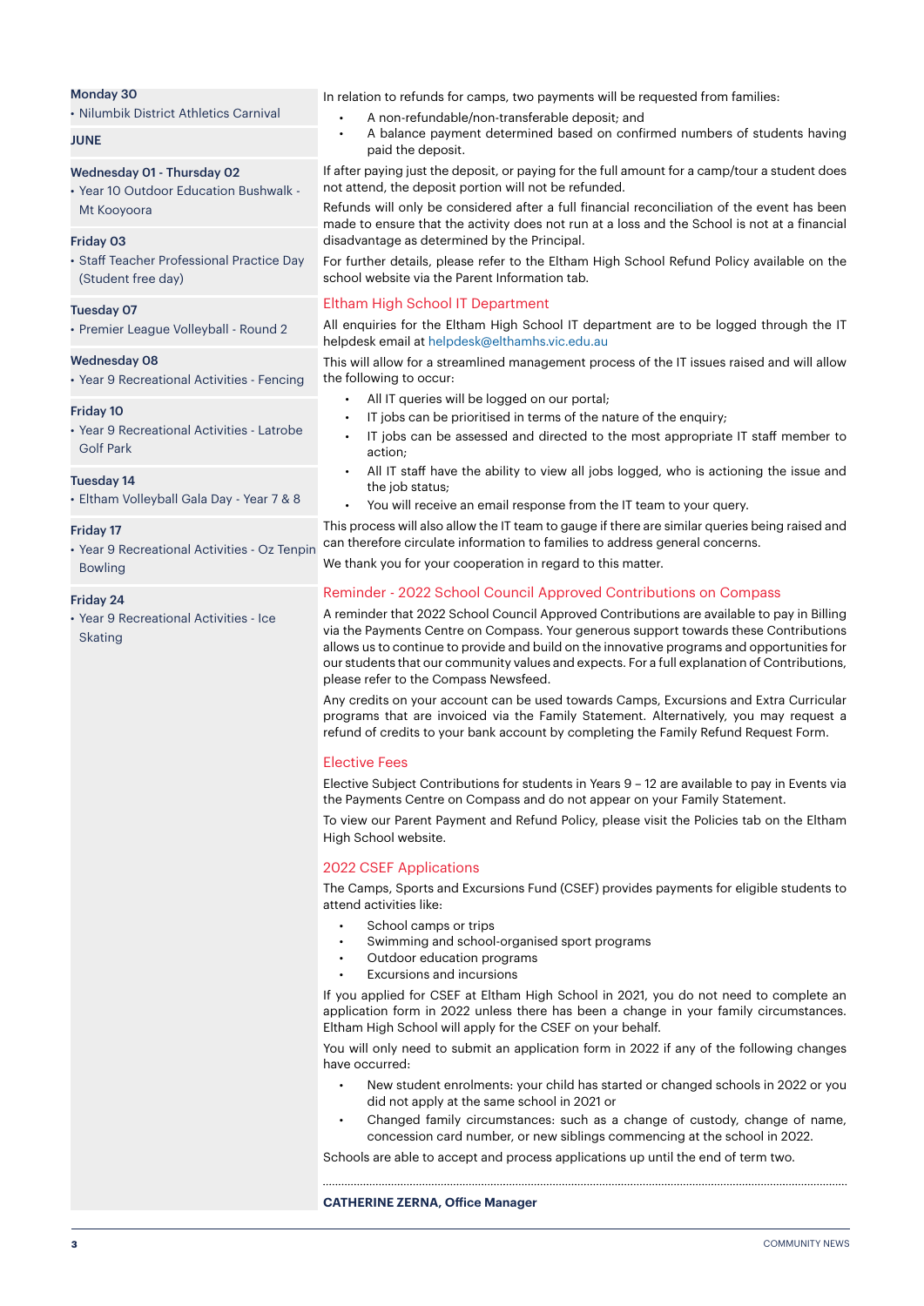**Monday 30**

- Nilumbik District Athletics Carnival

**JUNE**

**Wednesday 01 - Thursday 02**

- Year 10 Outdoor Education Bushwalk - Mt Kooyoora

**Friday 03**

- Staff Teacher Professional Practice Day (Student free day)

**Tuesday 07**

- Premier League Volleyball - Round 2

**Wednesday 08**

- Year 9 Recreational Activities - Fencing

**Friday 10**

- Year 9 Recreational Activities - Latrobe Golf Park

**Tuesday 14**

- Eltham Volleyball Gala Day - Year 7 & 8

**Friday 17**

- Year 9 Recreational Activities - Oz Tenpin Bowling

**Friday 24**

- Year 9 Recreational Activities - Ice Skating

In relation to refunds for camps, two payments will be requested from families:

- A non-refundable/non-transferable deposit; and
- A balance payment determined based on confirmed numbers of students having paid the deposit.

If after paying just the deposit, or paying for the full amount for a camp/tour a student does not attend, the deposit portion will not be refunded.

Refunds will only be considered after a full financial reconciliation of the event has been made to ensure that the activity does not run at a loss and the School is not at a financial disadvantage as determined by the Principal.

For further details, please refer to the Eltham High School Refund Policy available on the school website via the Parent Information tab.

## Eltham High School IT Department

All enquiries for the Eltham High School IT department are to be logged through the IT helpdesk email at helpdesk@elthamhs.vic.edu.au

This will allow for a streamlined management process of the IT issues raised and will allow the following to occur:

- All IT queries will be logged on our portal;
- IT jobs can be prioritised in terms of the nature of the enquiry;
- IT jobs can be assessed and directed to the most appropriate IT staff member to action;
- All IT staff have the ability to view all jobs logged, who is actioning the issue and the job status;
- You will receive an email response from the IT team to your query.

This process will also allow the IT team to gauge if there are similar queries being raised and can therefore circulate information to families to address general concerns.

We thank you for your cooperation in regard to this matter.

## Reminder - 2022 School Council Approved Contributions on Compass

A reminder that 2022 School Council Approved Contributions are available to pay in Billing via the Payments Centre on Compass. Your generous support towards these Contributions allows us to continue to provide and build on the innovative programs and opportunities for our students that our community values and expects. For a full explanation of Contributions, please refer to the Compass Newsfeed.

Any credits on your account can be used towards Camps, Excursions and Extra Curricular programs that are invoiced via the Family Statement. Alternatively, you may request a refund of credits to your bank account by completing the Family Refund Request Form.

## Elective Fees

Elective Subject Contributions for students in Years 9 – 12 are available to pay in Events via the Payments Centre on Compass and do not appear on your Family Statement.

To view our Parent Payment and Refund Policy, please visit the Policies tab on the Eltham High School website.

## 2022 CSEF Applications

The Camps, Sports and Excursions Fund (CSEF) provides payments for eligible students to attend activities like:

- School camps or trips
- Swimming and school-organised sport programs
- Outdoor education programs
- Excursions and incursions

If you applied for CSEF at Eltham High School in 2021, you do not need to complete an application form in 2022 unless there has been a change in your family circumstances. Eltham High School will apply for the CSEF on your behalf.

You will only need to submit an application form in 2022 if any of the following changes have occurred:

- New student enrolments: your child has started or changed schools in 2022 or you did not apply at the same school in 2021 or
- Changed family circumstances: such as a change of custody, change of name, concession card number, or new siblings commencing at the school in 2022.

Schools are able to accept and process applications up until the end of term two.

**CATHERINE ZERNA, Office Manager**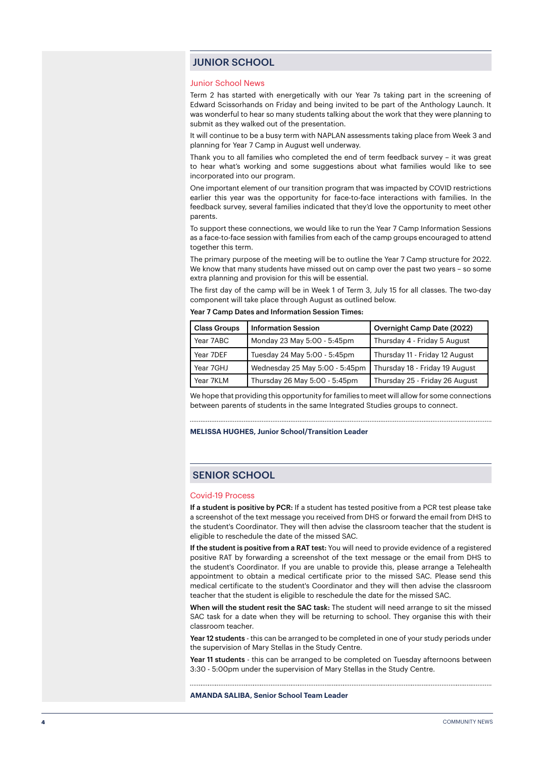## JUNIOR SCHOOL

### Junior School News

Term 2 has started with energetically with our Year 7s taking part in the screening of Edward Scissorhands on Friday and being invited to be part of the Anthology Launch. It was wonderful to hear so many students talking about the work that they were planning to submit as they walked out of the presentation.

It will continue to be a busy term with NAPLAN assessments taking place from Week 3 and planning for Year 7 Camp in August well underway.

Thank you to all families who completed the end of term feedback survey – it was great to hear what's working and some suggestions about what families would like to see incorporated into our program.

One important element of our transition program that was impacted by COVID restrictions earlier this year was the opportunity for face-to-face interactions with families. In the feedback survey, several families indicated that they'd love the opportunity to meet other parents.

To support these connections, we would like to run the Year 7 Camp Information Sessions as a face-to-face session with families from each of the camp groups encouraged to attend together this term.

The primary purpose of the meeting will be to outline the Year 7 Camp structure for 2022. We know that many students have missed out on camp over the past two years – so some extra planning and provision for this will be essential.

The first day of the camp will be in Week 1 of Term 3, July 15 for all classes. The two-day component will take place through August as outlined below.

**Year 7 Camp Dates and Information Session Times:**

| Class Groups | Information Session | Overnight Camp Date (2022) |
|---|---|---|
| Year 7ABC | Monday 23 May 5:00 - 5:45pm | Thursday 4 - Friday 5 August |
| Year 7DEF | Tuesday 24 May 5:00 - 5:45pm | Thursday 11 - Friday 12 August |
| Year 7GHJ | Wednesday 25 May 5:00 - 5:45pm | Thursday 18 - Friday 19 August |
| Year 7KLM | Thursday 26 May 5:00 - 5:45pm | Thursday 25 - Friday 26 August |

We hope that providing this opportunity for families to meet will allow for some connections between parents of students in the same Integrated Studies groups to connect.

**MELISSA HUGHES, Junior School/Transition Leader**

## SENIOR SCHOOL

### Covid-19 Process

**If a student is positive by PCR:** If a student has tested positive from a PCR test please take a screenshot of the text message you received from DHS or forward the email from DHS to the student's Coordinator. They will then advise the classroom teacher that the student is eligible to reschedule the date of the missed SAC.

**If the student is positive from a RAT test:** You will need to provide evidence of a registered positive RAT by forwarding a screenshot of the text message or the email from DHS to the student's Coordinator. If you are unable to provide this, please arrange a Telehealth appointment to obtain a medical certificate prior to the missed SAC. Please send this medical certificate to the student's Coordinator and they will then advise the classroom teacher that the student is eligible to reschedule the date for the missed SAC.

**When will the student resit the SAC task:** The student will need arrange to sit the missed SAC task for a date when they will be returning to school. They organise this with their classroom teacher.

**Year 12 students** - this can be arranged to be completed in one of your study periods under the supervision of Mary Stellas in the Study Centre.

**Year 11 students** - this can be arranged to be completed on Tuesday afternoons between 3:30 - 5:00pm under the supervision of Mary Stellas in the Study Centre.

**AMANDA SALIBA, Senior School Team Leader**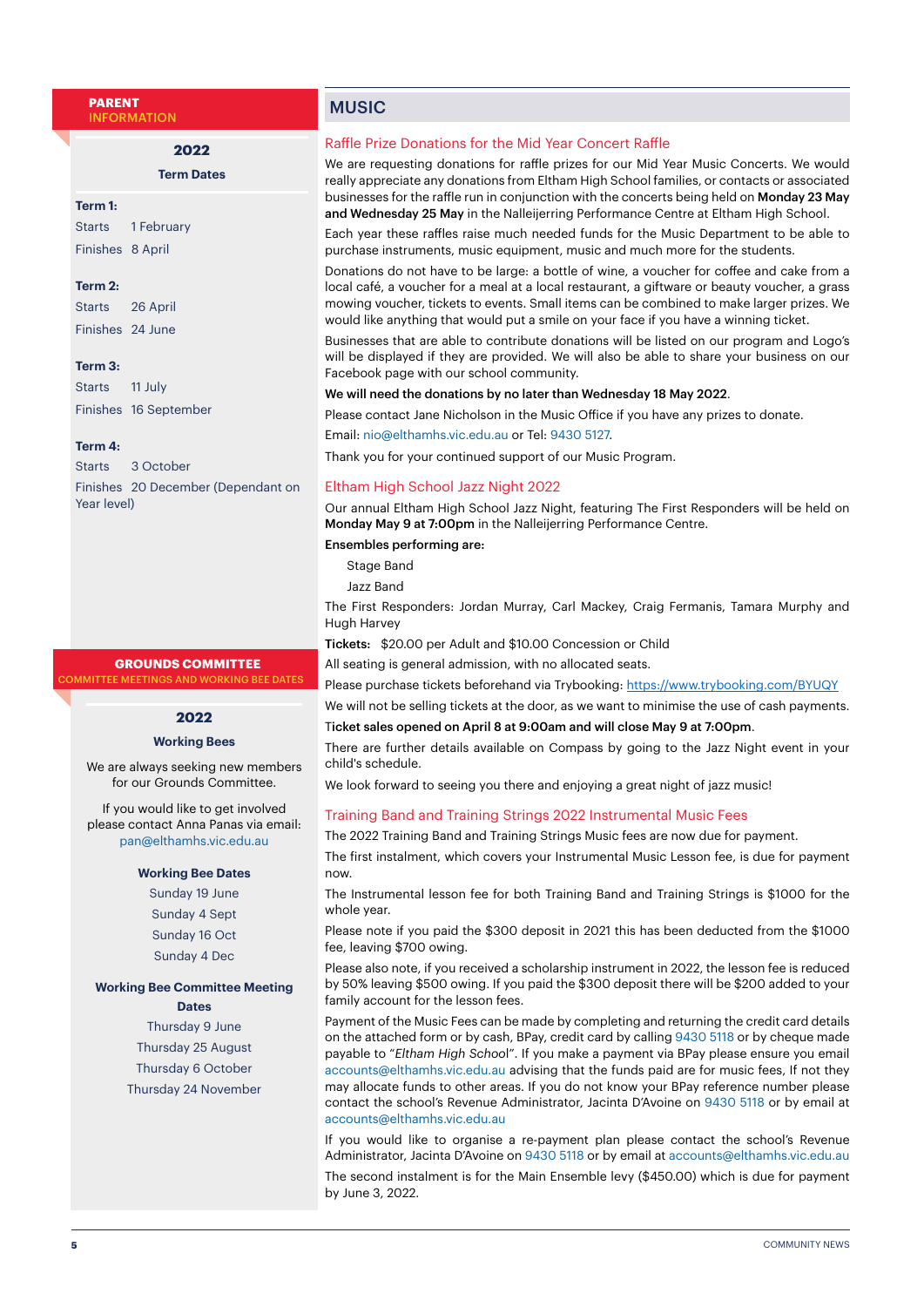## PARENT INFORMATION

### 2022

**Term Dates**

**Term 1:**
Starts 1 February
Finishes 8 April

**Term 2:**
Starts 26 April
Finishes 24 June

**Term 3:**
Starts 11 July
Finishes 16 September

**Term 4:**
Starts 3 October
Finishes 20 December (Dependant on Year level)

## GROUNDS COMMITTEE

COMMITTEE MEETINGS AND WORKING BEE DATES

### 2022

**Working Bees**

We are always seeking new members for our Grounds Committee.

If you would like to get involved please contact Anna Panas via email: pan@elthamhs.vic.edu.au

**Working Bee Dates**

Sunday 19 June
Sunday 4 Sept
Sunday 16 Oct
Sunday 4 Dec

**Working Bee Committee Meeting Dates**

Thursday 9 June
Thursday 25 August
Thursday 6 October
Thursday 24 November

## MUSIC

### Raffle Prize Donations for the Mid Year Concert Raffle

We are requesting donations for raffle prizes for our Mid Year Music Concerts. We would really appreciate any donations from Eltham High School families, or contacts or associated businesses for the raffle run in conjunction with the concerts being held on **Monday 23 May and Wednesday 25 May** in the Nalleijerring Performance Centre at Eltham High School.

Each year these raffles raise much needed funds for the Music Department to be able to purchase instruments, music equipment, music and much more for the students.

Donations do not have to be large: a bottle of wine, a voucher for coffee and cake from a local café, a voucher for a meal at a local restaurant, a giftware or beauty voucher, a grass mowing voucher, tickets to events. Small items can be combined to make larger prizes. We would like anything that would put a smile on your face if you have a winning ticket.

Businesses that are able to contribute donations will be listed on our program and Logo's will be displayed if they are provided. We will also be able to share your business on our Facebook page with our school community.

**We will need the donations by no later than Wednesday 18 May 2022.**

Please contact Jane Nicholson in the Music Office if you have any prizes to donate.

Email: nio@elthamhs.vic.edu.au or Tel: 9430 5127.

Thank you for your continued support of our Music Program.

### Eltham High School Jazz Night 2022

Our annual Eltham High School Jazz Night, featuring The First Responders will be held on **Monday May 9 at 7:00pm** in the Nalleijerring Performance Centre.

**Ensembles performing are:**

Stage Band

Jazz Band

The First Responders: Jordan Murray, Carl Mackey, Craig Fermanis, Tamara Murphy and Hugh Harvey

**Tickets:** $20.00 per Adult and $10.00 Concession or Child

All seating is general admission, with no allocated seats.

Please purchase tickets beforehand via Trybooking: https://www.trybooking.com/BYUQY

We will not be selling tickets at the door, as we want to minimise the use of cash payments.

**Ticket sales opened on April 8 at 9:00am and will close May 9 at 7:00pm.**

There are further details available on Compass by going to the Jazz Night event in your child's schedule.

We look forward to seeing you there and enjoying a great night of jazz music!

### Training Band and Training Strings 2022 Instrumental Music Fees

The 2022 Training Band and Training Strings Music fees are now due for payment.

The first instalment, which covers your Instrumental Music Lesson fee, is due for payment now.

The Instrumental lesson fee for both Training Band and Training Strings is $1000 for the whole year.

Please note if you paid the $300 deposit in 2021 this has been deducted from the $1000 fee, leaving $700 owing.

Please also note, if you received a scholarship instrument in 2022, the lesson fee is reduced by 50% leaving $500 owing. If you paid the $300 deposit there will be $200 added to your family account for the lesson fees.

Payment of the Music Fees can be made by completing and returning the credit card details on the attached form or by cash, BPay, credit card by calling 9430 5118 or by cheque made payable to "*Eltham High School*". If you make a payment via BPay please ensure you email accounts@elthamhs.vic.edu.au advising that the funds paid are for music fees, If not they may allocate funds to other areas. If you do not know your BPay reference number please contact the school's Revenue Administrator, Jacinta D'Avoine on 9430 5118 or by email at accounts@elthamhs.vic.edu.au

If you would like to organise a re-payment plan please contact the school's Revenue Administrator, Jacinta D'Avoine on 9430 5118 or by email at accounts@elthamhs.vic.edu.au

The second instalment is for the Main Ensemble levy ($450.00) which is due for payment by June 3, 2022.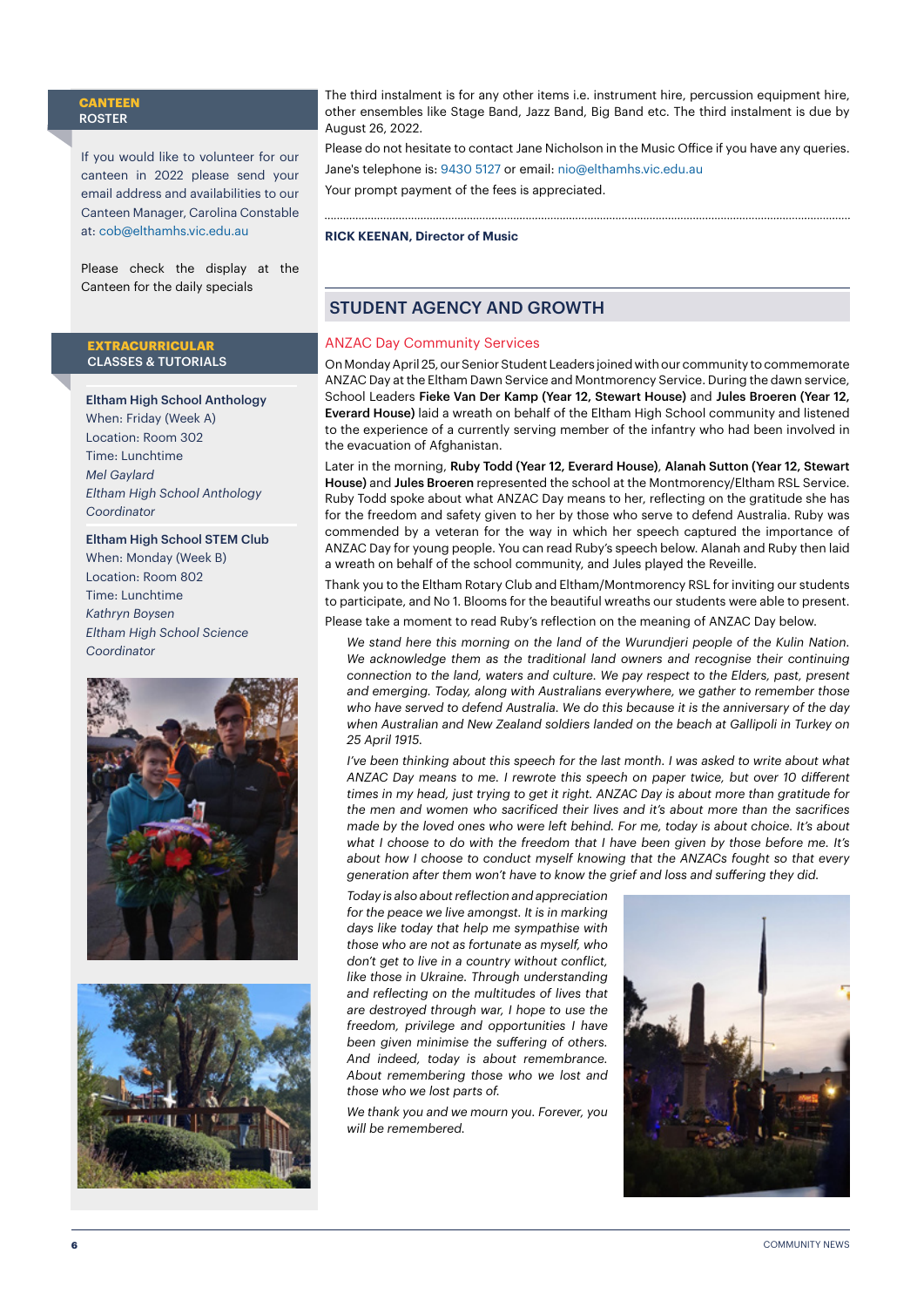## CANTEEN ROSTER

If you would like to volunteer for our canteen in 2022 please send your email address and availabilities to our Canteen Manager, Carolina Constable at: cob@elthamhs.vic.edu.au

Please check the display at the Canteen for the daily specials

## EXTRACURRICULAR CLASSES & TUTORIALS

**Eltham High School Anthology**
When: Friday (Week A)
Location: Room 302
Time: Lunchtime
*Mel Gaylard*
*Eltham High School Anthology Coordinator*

**Eltham High School STEM Club**
When: Monday (Week B)
Location: Room 802
Time: Lunchtime
*Kathryn Boysen*
*Eltham High School Science Coordinator*

The third instalment is for any other items i.e. instrument hire, percussion equipment hire, other ensembles like Stage Band, Jazz Band, Big Band etc. The third instalment is due by August 26, 2022.

Please do not hesitate to contact Jane Nicholson in the Music Office if you have any queries.

Jane's telephone is: 9430 5127 or email: nio@elthamhs.vic.edu.au

Your prompt payment of the fees is appreciated.

**RICK KEENAN, Director of Music**

## STUDENT AGENCY AND GROWTH

### ANZAC Day Community Services

On Monday April 25, our Senior Student Leaders joined with our community to commemorate ANZAC Day at the Eltham Dawn Service and Montmorency Service. During the dawn service, School Leaders **Fieke Van Der Kamp (Year 12, Stewart House)** and **Jules Broeren (Year 12, Everard House)** laid a wreath on behalf of the Eltham High School community and listened to the experience of a currently serving member of the infantry who had been involved in the evacuation of Afghanistan.

Later in the morning, **Ruby Todd (Year 12, Everard House)**, **Alanah Sutton (Year 12, Stewart House)** and **Jules Broeren** represented the school at the Montmorency/Eltham RSL Service. Ruby Todd spoke about what ANZAC Day means to her, reflecting on the gratitude she has for the freedom and safety given to her by those who serve to defend Australia. Ruby was commended by a veteran for the way in which her speech captured the importance of ANZAC Day for young people. You can read Ruby's speech below. Alanah and Ruby then laid a wreath on behalf of the school community, and Jules played the Reveille.

Thank you to the Eltham Rotary Club and Eltham/Montmorency RSL for inviting our students to participate, and No 1. Blooms for the beautiful wreaths our students were able to present.

Please take a moment to read Ruby's reflection on the meaning of ANZAC Day below.

> *We stand here this morning on the land of the Wurundjeri people of the Kulin Nation. We acknowledge them as the traditional land owners and recognise their continuing connection to the land, waters and culture. We pay respect to the Elders, past, present and emerging. Today, along with Australians everywhere, we gather to remember those who have served to defend Australia. We do this because it is the anniversary of the day when Australian and New Zealand soldiers landed on the beach at Gallipoli in Turkey on 25 April 1915.*
>
> *I've been thinking about this speech for the last month. I was asked to write about what ANZAC Day means to me. I rewrote this speech on paper twice, but over 10 different times in my head, just trying to get it right. ANZAC Day is about more than gratitude for the men and women who sacrificed their lives and it's about more than the sacrifices made by the loved ones who were left behind. For me, today is about choice. It's about what I choose to do with the freedom that I have been given by those before me. It's about how I choose to conduct myself knowing that the ANZACs fought so that every generation after them won't have to know the grief and loss and suffering they did.*
>
> *Today is also about reflection and appreciation for the peace we live amongst. It is in marking days like today that help me sympathise with those who are not as fortunate as myself, who don't get to live in a country without conflict, like those in Ukraine. Through understanding and reflecting on the multitudes of lives that are destroyed through war, I hope to use the freedom, privilege and opportunities I have been given minimise the suffering of others. And indeed, today is about remembrance. About remembering those who we lost and those who we lost parts of.*
>
> *We thank you and we mourn you. Forever, you will be remembered.*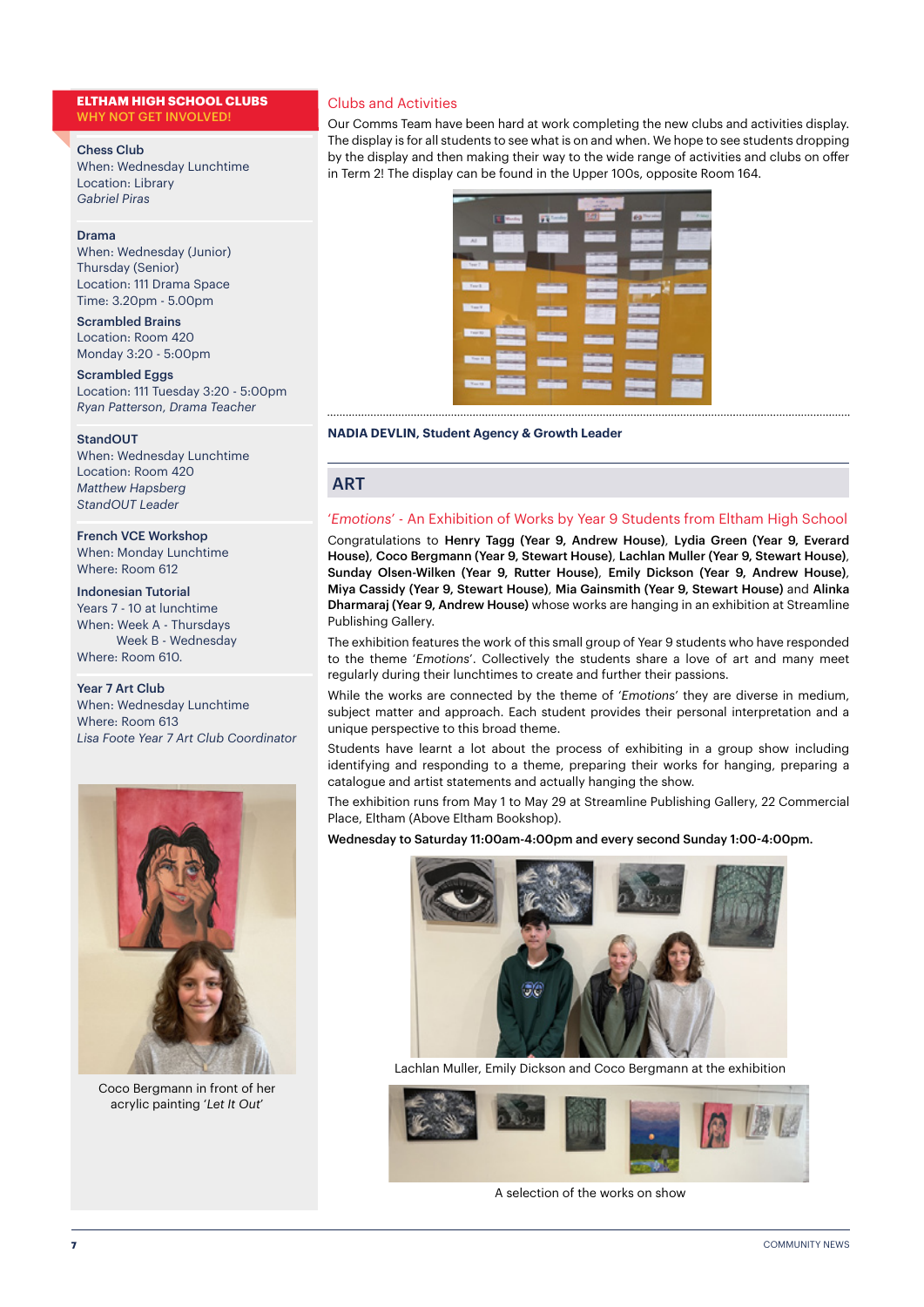**ELTHAM HIGH SCHOOL CLUBS**
**WHY NOT GET INVOLVED!**

**Chess Club**
When: Wednesday Lunchtime
Location: Library
*Gabriel Piras*

**Drama**
When: Wednesday (Junior)
Thursday (Senior)
Location: 111 Drama Space
Time: 3.20pm - 5.00pm

**Scrambled Brains**
Location: Room 420
Monday 3:20 - 5:00pm

**Scrambled Eggs**
Location: 111 Tuesday 3:20 - 5:00pm
*Ryan Patterson, Drama Teacher*

**StandOUT**
When: Wednesday Lunchtime
Location: Room 420
*Matthew Hapsberg*
*StandOUT Leader*

**French VCE Workshop**
When: Monday Lunchtime
Where: Room 612

**Indonesian Tutorial**
Years 7 - 10 at lunchtime
When: Week A - Thursdays
Week B - Wednesday
Where: Room 610.

**Year 7 Art Club**
When: Wednesday Lunchtime
Where: Room 613
*Lisa Foote Year 7 Art Club Coordinator*

Coco Bergmann in front of her acrylic painting '*Let It Out*'

## Clubs and Activities

Our Comms Team have been hard at work completing the new clubs and activities display. The display is for all students to see what is on and when. We hope to see students dropping by the display and then making their way to the wide range of activities and clubs on offer in Term 2! The display can be found in the Upper 100s, opposite Room 164.

**NADIA DEVLIN, Student Agency & Growth Leader**

## ART

### '*Emotions*' - An Exhibition of Works by Year 9 Students from Eltham High School

Congratulations to **Henry Tagg (Year 9, Andrew House)**, **Lydia Green (Year 9, Everard House)**, **Coco Bergmann (Year 9, Stewart House)**, **Lachlan Muller (Year 9, Stewart House)**, **Sunday Olsen-Wilken (Year 9, Rutter House)**, **Emily Dickson (Year 9, Andrew House)**, **Miya Cassidy (Year 9, Stewart House)**, **Mia Gainsmith (Year 9, Stewart House)** and **Alinka Dharmaraj (Year 9, Andrew House)** whose works are hanging in an exhibition at Streamline Publishing Gallery.

The exhibition features the work of this small group of Year 9 students who have responded to the theme '*Emotions*'. Collectively the students share a love of art and many meet regularly during their lunchtimes to create and further their passions.

While the works are connected by the theme of '*Emotions*' they are diverse in medium, subject matter and approach. Each student provides their personal interpretation and a unique perspective to this broad theme.

Students have learnt a lot about the process of exhibiting in a group show including identifying and responding to a theme, preparing their works for hanging, preparing a catalogue and artist statements and actually hanging the show.

The exhibition runs from May 1 to May 29 at Streamline Publishing Gallery, 22 Commercial Place, Eltham (Above Eltham Bookshop).

**Wednesday to Saturday 11:00am-4:00pm and every second Sunday 1:00-4:00pm.**

Lachlan Muller, Emily Dickson and Coco Bergmann at the exhibition

A selection of the works on show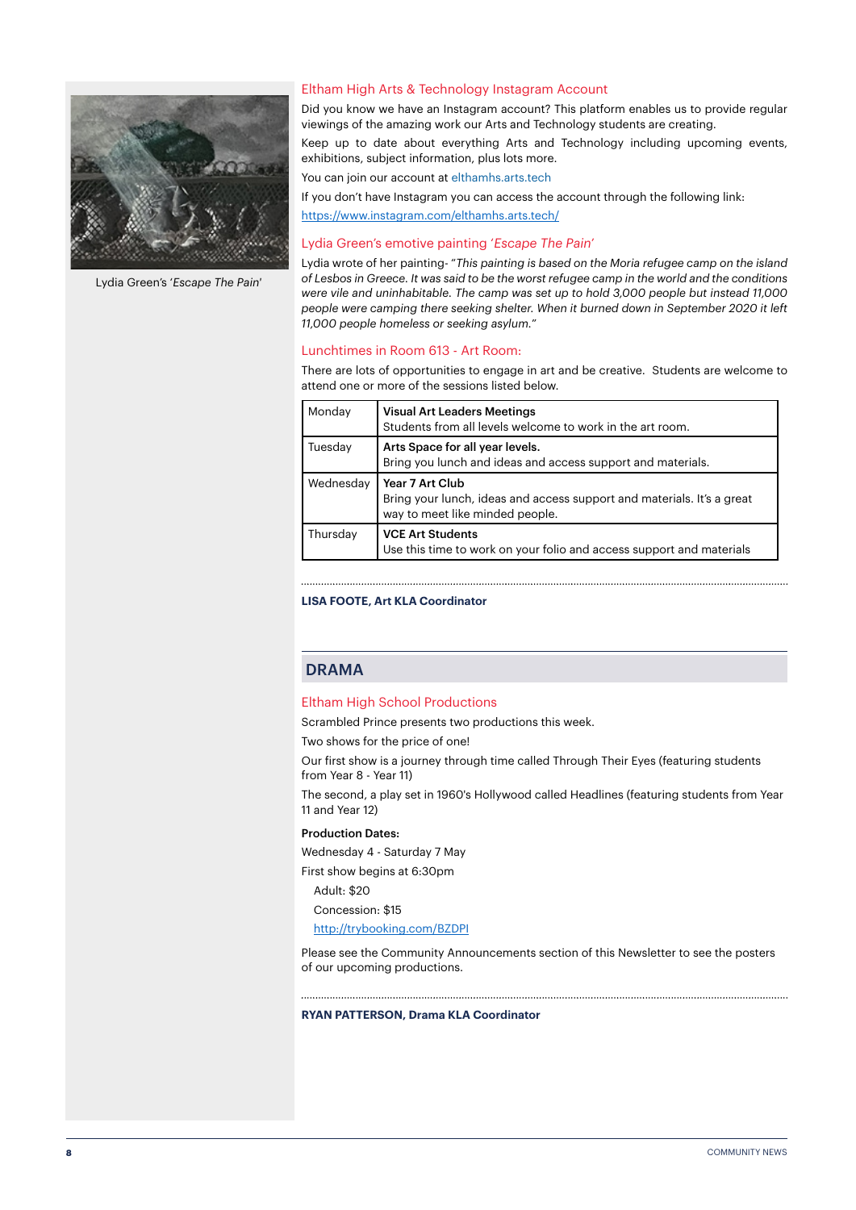Lydia Green's '*Escape The Pain*'

## Eltham High Arts & Technology Instagram Account

Did you know we have an Instagram account? This platform enables us to provide regular viewings of the amazing work our Arts and Technology students are creating.

Keep up to date about everything Arts and Technology including upcoming events, exhibitions, subject information, plus lots more.

You can join our account at elthamhs.arts.tech

If you don't have Instagram you can access the account through the following link: https://www.instagram.com/elthamhs.arts.tech/

## Lydia Green's emotive painting '*Escape The Pain*'

Lydia wrote of her painting- "*This painting is based on the Moria refugee camp on the island of Lesbos in Greece. It was said to be the worst refugee camp in the world and the conditions were vile and uninhabitable. The camp was set up to hold 3,000 people but instead 11,000 people were camping there seeking shelter. When it burned down in September 2020 it left 11,000 people homeless or seeking asylum.*"

## Lunchtimes in Room 613 - Art Room:

There are lots of opportunities to engage in art and be creative. Students are welcome to attend one or more of the sessions listed below.

| | |
|---|---|
| Monday | **Visual Art Leaders Meetings**<br>Students from all levels welcome to work in the art room. |
| Tuesday | **Arts Space for all year levels.**<br>Bring you lunch and ideas and access support and materials. |
| Wednesday | **Year 7 Art Club**<br>Bring your lunch, ideas and access support and materials. It's a great way to meet like minded people. |
| Thursday | **VCE Art Students**<br>Use this time to work on your folio and access support and materials |

**LISA FOOTE, Art KLA Coordinator**

# DRAMA

## Eltham High School Productions

Scrambled Prince presents two productions this week.

Two shows for the price of one!

Our first show is a journey through time called Through Their Eyes (featuring students from Year 8 - Year 11)

The second, a play set in 1960's Hollywood called Headlines (featuring students from Year 11 and Year 12)

**Production Dates:**

Wednesday 4 - Saturday 7 May

First show begins at 6:30pm

Adult: $20

Concession: $15

http://trybooking.com/BZDPI

Please see the Community Announcements section of this Newsletter to see the posters of our upcoming productions.

**RYAN PATTERSON, Drama KLA Coordinator**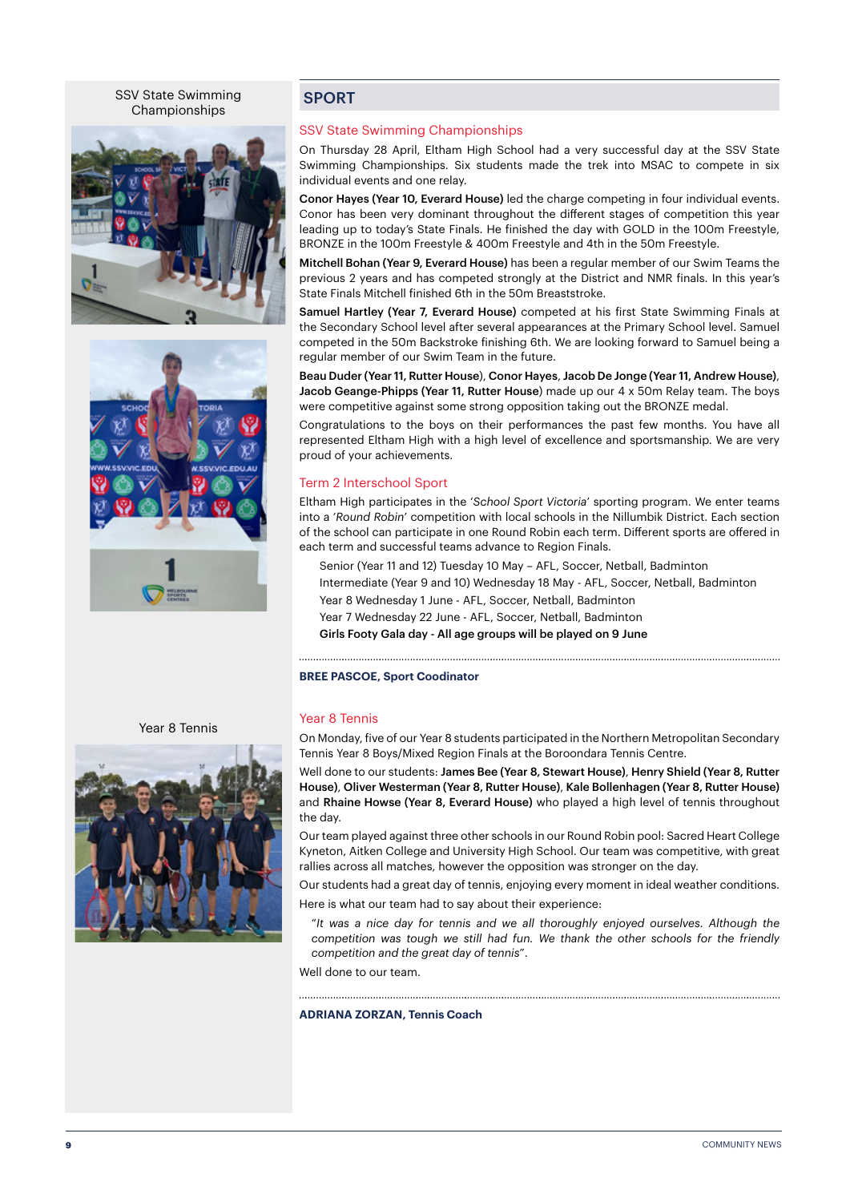SSV State Swimming Championships

Year 8 Tennis

## SPORT

### SSV State Swimming Championships

On Thursday 28 April, Eltham High School had a very successful day at the SSV State Swimming Championships. Six students made the trek into MSAC to compete in six individual events and one relay.

**Conor Hayes (Year 10, Everard House)** led the charge competing in four individual events. Conor has been very dominant throughout the different stages of competition this year leading up to today's State Finals. He finished the day with GOLD in the 100m Freestyle, BRONZE in the 100m Freestyle & 400m Freestyle and 4th in the 50m Freestyle.

**Mitchell Bohan (Year 9, Everard House)** has been a regular member of our Swim Teams the previous 2 years and has competed strongly at the District and NMR finals. In this year's State Finals Mitchell finished 6th in the 50m Breaststroke.

**Samuel Hartley (Year 7, Everard House)** competed at his first State Swimming Finals at the Secondary School level after several appearances at the Primary School level. Samuel competed in the 50m Backstroke finishing 6th. We are looking forward to Samuel being a regular member of our Swim Team in the future.

**Beau Duder (Year 11, Rutter House)**, **Conor Hayes**, **Jacob De Jonge (Year 11, Andrew House)**, **Jacob Geange-Phipps (Year 11, Rutter House)** made up our 4 x 50m Relay team. The boys were competitive against some strong opposition taking out the BRONZE medal.

Congratulations to the boys on their performances the past few months. You have all represented Eltham High with a high level of excellence and sportsmanship. We are very proud of your achievements.

### Term 2 Interschool Sport

Eltham High participates in the '*School Sport Victoria*' sporting program. We enter teams into a '*Round Robin*' competition with local schools in the Nillumbik District. Each section of the school can participate in one Round Robin each term. Different sports are offered in each term and successful teams advance to Region Finals.

Senior (Year 11 and 12) Tuesday 10 May – AFL, Soccer, Netball, Badminton
Intermediate (Year 9 and 10) Wednesday 18 May - AFL, Soccer, Netball, Badminton
Year 8 Wednesday 1 June - AFL, Soccer, Netball, Badminton
Year 7 Wednesday 22 June - AFL, Soccer, Netball, Badminton
**Girls Footy Gala day - All age groups will be played on 9 June**

**BREE PASCOE, Sport Coodinator**

### Year 8 Tennis

On Monday, five of our Year 8 students participated in the Northern Metropolitan Secondary Tennis Year 8 Boys/Mixed Region Finals at the Boroondara Tennis Centre.

Well done to our students: **James Bee (Year 8, Stewart House)**, **Henry Shield (Year 8, Rutter House)**, **Oliver Westerman (Year 8, Rutter House)**, **Kale Bollenhagen (Year 8, Rutter House)** and **Rhaine Howse (Year 8, Everard House)** who played a high level of tennis throughout the day.

Our team played against three other schools in our Round Robin pool: Sacred Heart College Kyneton, Aitken College and University High School. Our team was competitive, with great rallies across all matches, however the opposition was stronger on the day.

Our students had a great day of tennis, enjoying every moment in ideal weather conditions.

Here is what our team had to say about their experience:

"*It was a nice day for tennis and we all thoroughly enjoyed ourselves. Although the competition was tough we still had fun. We thank the other schools for the friendly competition and the great day of tennis*".

Well done to our team.

**ADRIANA ZORZAN, Tennis Coach**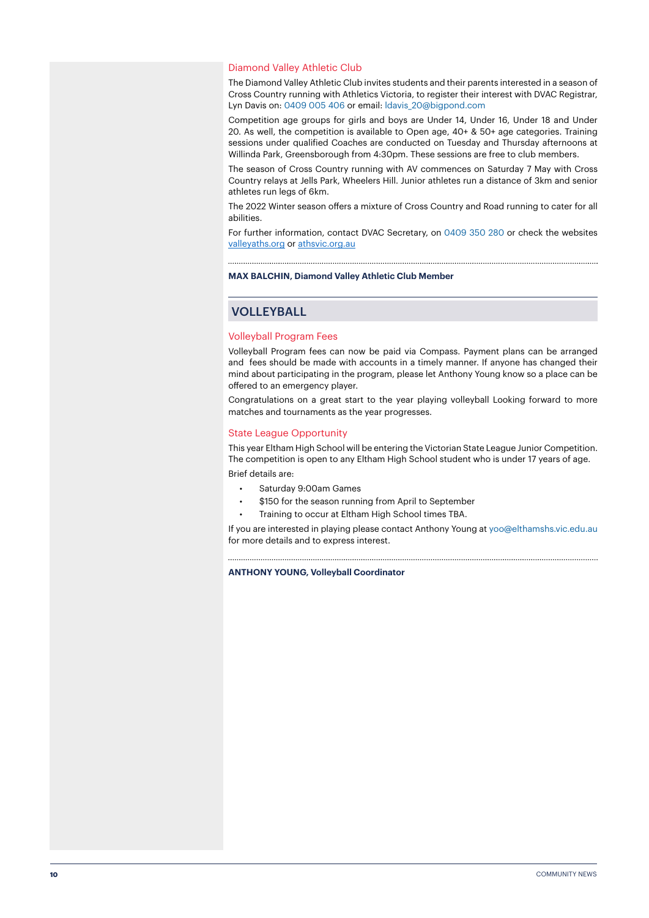### Diamond Valley Athletic Club

The Diamond Valley Athletic Club invites students and their parents interested in a season of Cross Country running with Athletics Victoria, to register their interest with DVAC Registrar, Lyn Davis on: 0409 005 406 or email: ldavis_20@bigpond.com

Competition age groups for girls and boys are Under 14, Under 16, Under 18 and Under 20. As well, the competition is available to Open age, 40+ & 50+ age categories. Training sessions under qualified Coaches are conducted on Tuesday and Thursday afternoons at Willinda Park, Greensborough from 4:30pm. These sessions are free to club members.

The season of Cross Country running with AV commences on Saturday 7 May with Cross Country relays at Jells Park, Wheelers Hill. Junior athletes run a distance of 3km and senior athletes run legs of 6km.

The 2022 Winter season offers a mixture of Cross Country and Road running to cater for all abilities.

For further information, contact DVAC Secretary, on 0409 350 280 or check the websites valleyaths.org or athsvic.org.au

**MAX BALCHIN, Diamond Valley Athletic Club Member**

## VOLLEYBALL

### Volleyball Program Fees

Volleyball Program fees can now be paid via Compass. Payment plans can be arranged and fees should be made with accounts in a timely manner. If anyone has changed their mind about participating in the program, please let Anthony Young know so a place can be offered to an emergency player.

Congratulations on a great start to the year playing volleyball Looking forward to more matches and tournaments as the year progresses.

### State League Opportunity

This year Eltham High School will be entering the Victorian State League Junior Competition. The competition is open to any Eltham High School student who is under 17 years of age.

Brief details are:

- Saturday 9:00am Games
- $150 for the season running from April to September
- Training to occur at Eltham High School times TBA.

If you are interested in playing please contact Anthony Young at yoo@elthamshs.vic.edu.au for more details and to express interest.

**ANTHONY YOUNG, Volleyball Coordinator**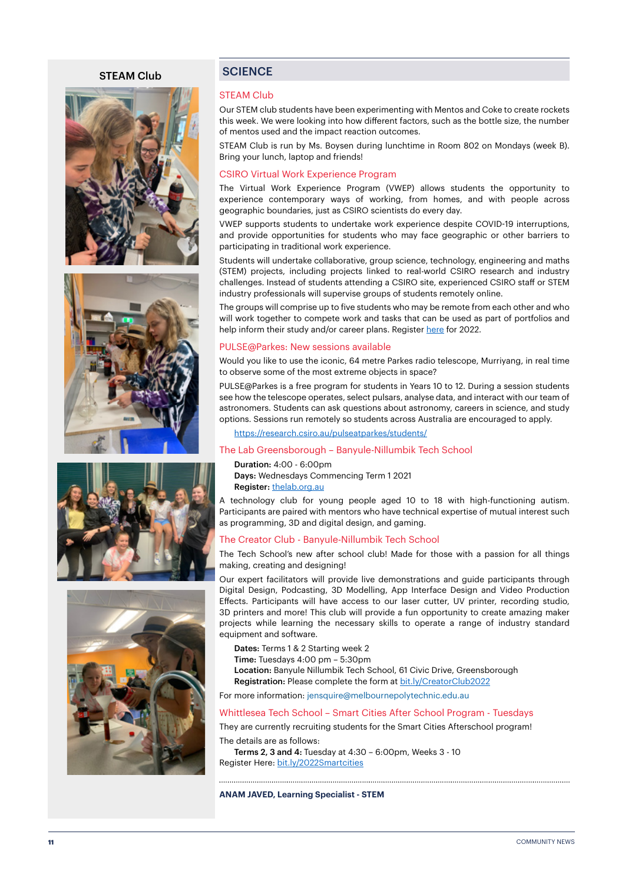STEAM Club

## SCIENCE

### STEAM Club

Our STEM club students have been experimenting with Mentos and Coke to create rockets this week. We were looking into how different factors, such as the bottle size, the number of mentos used and the impact reaction outcomes.

STEAM Club is run by Ms. Boysen during lunchtime in Room 802 on Mondays (week B). Bring your lunch, laptop and friends!

### CSIRO Virtual Work Experience Program

The Virtual Work Experience Program (VWEP) allows students the opportunity to experience contemporary ways of working, from homes, and with people across geographic boundaries, just as CSIRO scientists do every day.

VWEP supports students to undertake work experience despite COVID-19 interruptions, and provide opportunities for students who may face geographic or other barriers to participating in traditional work experience.

Students will undertake collaborative, group science, technology, engineering and maths (STEM) projects, including projects linked to real-world CSIRO research and industry challenges. Instead of students attending a CSIRO site, experienced CSIRO staff or STEM industry professionals will supervise groups of students remotely online.

The groups will comprise up to five students who may be remote from each other and who will work together to compete work and tasks that can be used as part of portfolios and help inform their study and/or career plans. Register here for 2022.

### PULSE@Parkes: New sessions available

Would you like to use the iconic, 64 metre Parkes radio telescope, Murriyang, in real time to observe some of the most extreme objects in space?

PULSE@Parkes is a free program for students in Years 10 to 12. During a session students see how the telescope operates, select pulsars, analyse data, and interact with our team of astronomers. Students can ask questions about astronomy, careers in science, and study options. Sessions run remotely so students across Australia are encouraged to apply.

https://research.csiro.au/pulseatparkes/students/

### The Lab Greensborough – Banyule-Nillumbik Tech School

**Duration:** 4:00 - 6:00pm
**Days:** Wednesdays Commencing Term 1 2021
**Register:** thelab.org.au

A technology club for young people aged 10 to 18 with high-functioning autism. Participants are paired with mentors who have technical expertise of mutual interest such as programming, 3D and digital design, and gaming.

### The Creator Club - Banyule-Nillumbik Tech School

The Tech School's new after school club! Made for those with a passion for all things making, creating and designing!

Our expert facilitators will provide live demonstrations and guide participants through Digital Design, Podcasting, 3D Modelling, App Interface Design and Video Production Effects. Participants will have access to our laser cutter, UV printer, recording studio, 3D printers and more! This club will provide a fun opportunity to create amazing maker projects while learning the necessary skills to operate a range of industry standard equipment and software.

**Dates:** Terms 1 & 2 Starting week 2
**Time:** Tuesdays 4:00 pm – 5:30pm
**Location:** Banyule Nillumbik Tech School, 61 Civic Drive, Greensborough
**Registration:** Please complete the form at bit.ly/CreatorClub2022

For more information: jensquire@melbournepolytechnic.edu.au

### Whittlesea Tech School – Smart Cities After School Program - Tuesdays

They are currently recruiting students for the Smart Cities Afterschool program!

The details are as follows:
**Terms 2, 3 and 4:** Tuesday at 4:30 – 6:00pm, Weeks 3 - 10
Register Here: bit.ly/2022Smartcities

**ANAM JAVED, Learning Specialist - STEM**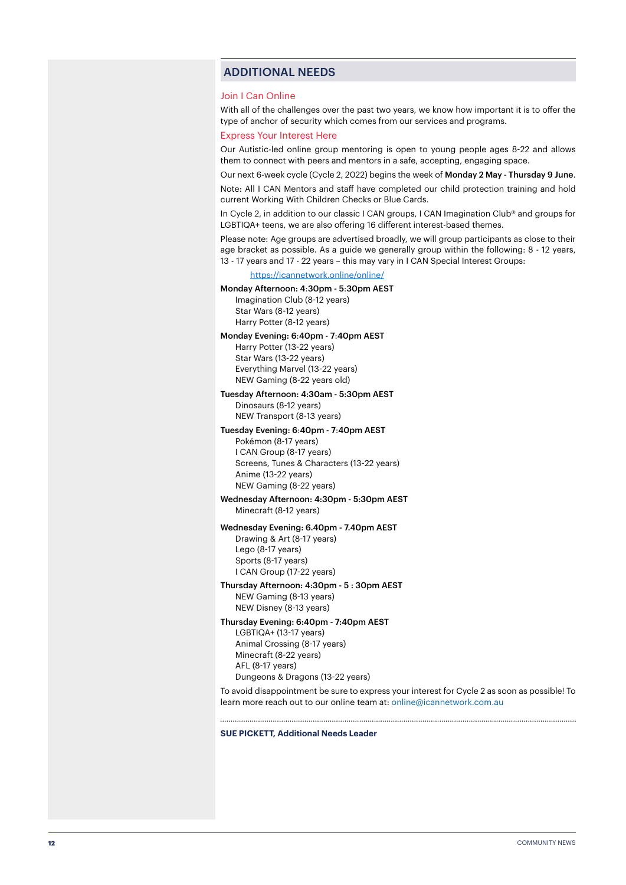## ADDITIONAL NEEDS

### Join I Can Online

With all of the challenges over the past two years, we know how important it is to offer the type of anchor of security which comes from our services and programs.

### Express Your Interest Here

Our Autistic-led online group mentoring is open to young people ages 8-22 and allows them to connect with peers and mentors in a safe, accepting, engaging space.

Our next 6-week cycle (Cycle 2, 2022) begins the week of **Monday 2 May - Thursday 9 June**.

Note: All I CAN Mentors and staff have completed our child protection training and hold current Working With Children Checks or Blue Cards.

In Cycle 2, in addition to our classic I CAN groups, I CAN Imagination Club® and groups for LGBTIQA+ teens, we are also offering 16 different interest-based themes.

Please note: Age groups are advertised broadly, we will group participants as close to their age bracket as possible. As a guide we generally group within the following: 8 - 12 years, 13 - 17 years and 17 - 22 years – this may vary in I CAN Special Interest Groups:

https://icannetwork.online/online/

**Monday Afternoon: 4:30pm - 5:30pm AEST**
- Imagination Club (8-12 years)
- Star Wars (8-12 years)
- Harry Potter (8-12 years)

**Monday Evening: 6:40pm - 7:40pm AEST**
- Harry Potter (13-22 years)
- Star Wars (13-22 years)
- Everything Marvel (13-22 years)
- NEW Gaming (8-22 years old)

**Tuesday Afternoon: 4:30am - 5:30pm AEST**
- Dinosaurs (8-12 years)
- NEW Transport (8-13 years)

**Tuesday Evening: 6:40pm - 7:40pm AEST**
- Pokémon (8-17 years)
- I CAN Group (8-17 years)
- Screens, Tunes & Characters (13-22 years)
- Anime (13-22 years)
- NEW Gaming (8-22 years)

**Wednesday Afternoon: 4:30pm - 5:30pm AEST**
- Minecraft (8-12 years)

**Wednesday Evening: 6.40pm - 7.40pm AEST**
- Drawing & Art (8-17 years)
- Lego (8-17 years)
- Sports (8-17 years)
- I CAN Group (17-22 years)

**Thursday Afternoon: 4:30pm - 5 : 30pm AEST**
- NEW Gaming (8-13 years)
- NEW Disney (8-13 years)

**Thursday Evening: 6:40pm - 7:40pm AEST**
- LGBTIQA+ (13-17 years)
- Animal Crossing (8-17 years)
- Minecraft (8-22 years)
- AFL (8-17 years)
- Dungeons & Dragons (13-22 years)

To avoid disappointment be sure to express your interest for Cycle 2 as soon as possible! To learn more reach out to our online team at: online@icannetwork.com.au

**SUE PICKETT, Additional Needs Leader**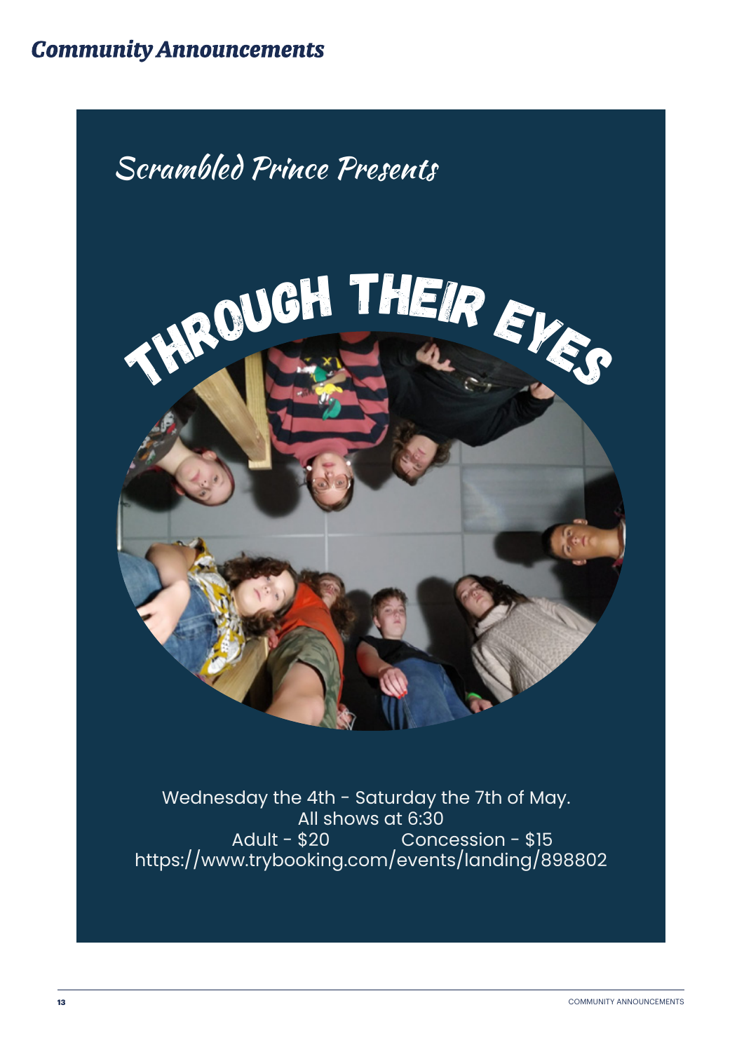# Community Announcements

## Scrambled Prince Presents

# THROUGH THEIR EYES

Wednesday the 4th - Saturday the 7th of May.
All shows at 6:30
Adult - $20 Concession - $15
https://www.trybooking.com/events/landing/898802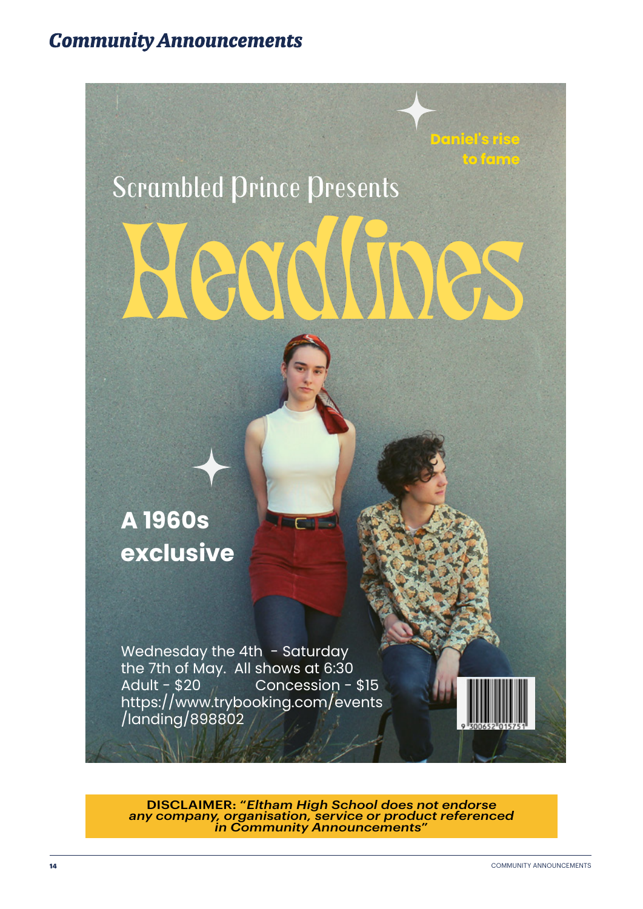# Community Announcements

Daniel's rise to fame

Scrambled Prince Presents

# Headlines

**A 1960s exclusive**

Wednesday the 4th - Saturday the 7th of May. All shows at 6:30

Adult - $20 Concession - $15

https://www.trybooking.com/events/landing/898802

9 300652 015751

**DISCLAIMER:** ***"Eltham High School does not endorse any company, organisation, service or product referenced in Community Announcements"***